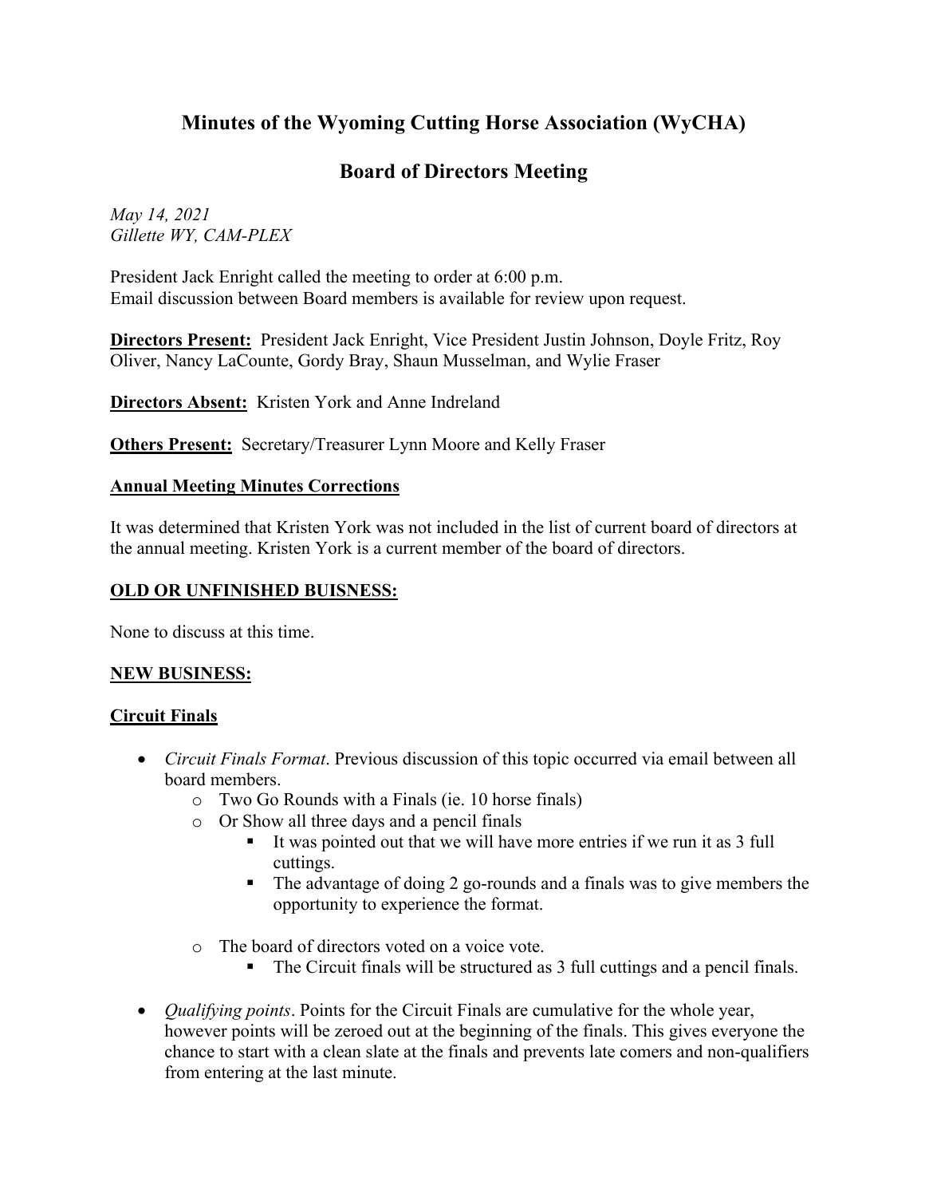# Minutes of the Wyoming Cutting Horse Association (WyCHA)

## Board of Directors Meeting

*May 14, 2021*
*Gillette WY, CAM-PLEX*

President Jack Enright called the meeting to order at 6:00 p.m.
Email discussion between Board members is available for review upon request.

**Directors Present:** President Jack Enright, Vice President Justin Johnson, Doyle Fritz, Roy Oliver, Nancy LaCounte, Gordy Bray, Shaun Musselman, and Wylie Fraser

**Directors Absent:** Kristen York and Anne Indreland

**Others Present:** Secretary/Treasurer Lynn Moore and Kelly Fraser

### Annual Meeting Minutes Corrections

It was determined that Kristen York was not included in the list of current board of directors at the annual meeting. Kristen York is a current member of the board of directors.

### OLD OR UNFINISHED BUISNESS:

None to discuss at this time.

### NEW BUSINESS:

### Circuit Finals

- *Circuit Finals Format*. Previous discussion of this topic occurred via email between all board members.
  - Two Go Rounds with a Finals (ie. 10 horse finals)
  - Or Show all three days and a pencil finals
    - It was pointed out that we will have more entries if we run it as 3 full cuttings.
    - The advantage of doing 2 go-rounds and a finals was to give members the opportunity to experience the format.
  - The board of directors voted on a voice vote.
    - The Circuit finals will be structured as 3 full cuttings and a pencil finals.
- *Qualifying points*. Points for the Circuit Finals are cumulative for the whole year, however points will be zeroed out at the beginning of the finals. This gives everyone the chance to start with a clean slate at the finals and prevents late comers and non-qualifiers from entering at the last minute.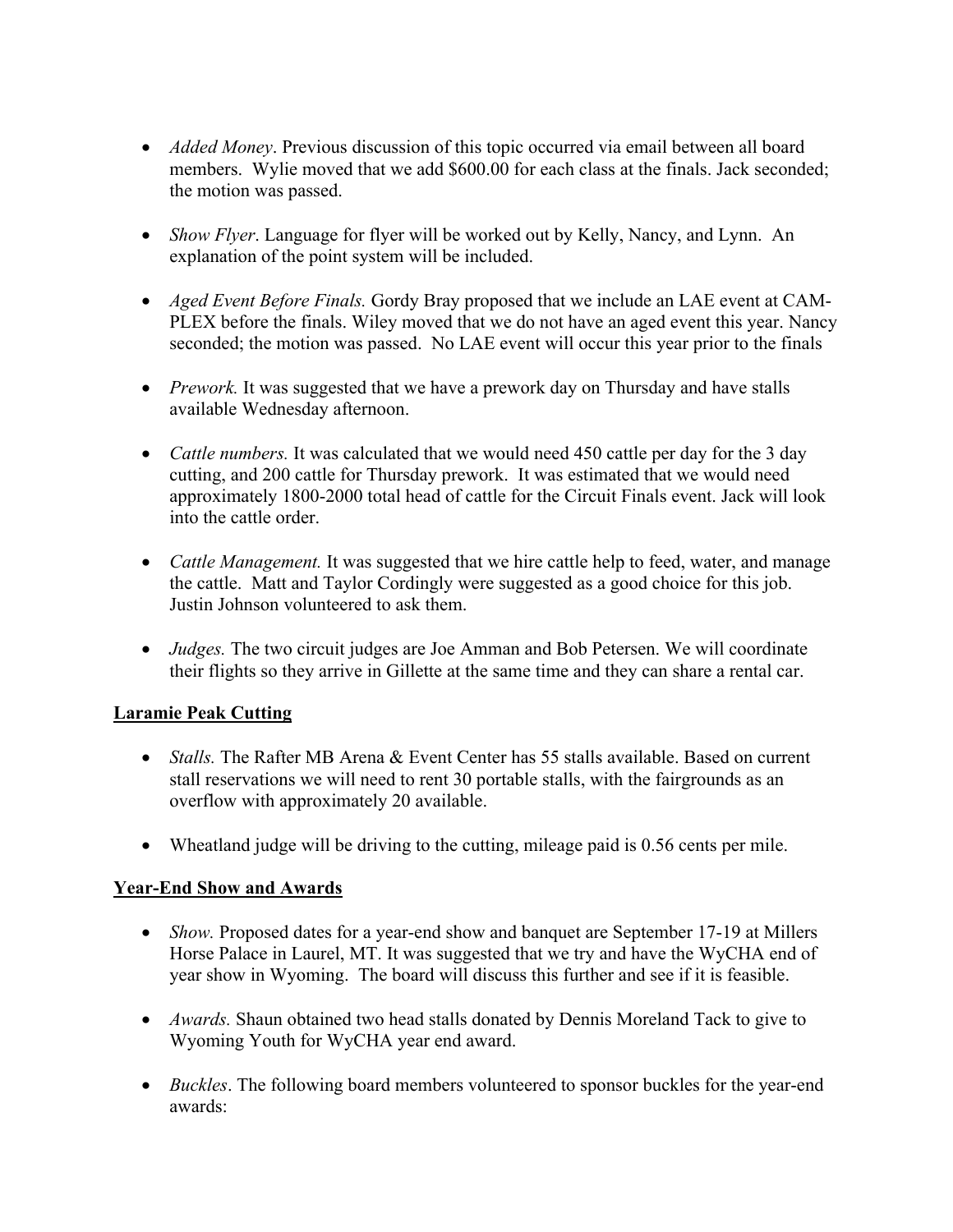- *Added Money*. Previous discussion of this topic occurred via email between all board members. Wylie moved that we add $600.00 for each class at the finals. Jack seconded; the motion was passed.

- *Show Flyer*. Language for flyer will be worked out by Kelly, Nancy, and Lynn. An explanation of the point system will be included.

- *Aged Event Before Finals.* Gordy Bray proposed that we include an LAE event at CAM-PLEX before the finals. Wiley moved that we do not have an aged event this year. Nancy seconded; the motion was passed. No LAE event will occur this year prior to the finals

- *Prework.* It was suggested that we have a prework day on Thursday and have stalls available Wednesday afternoon.

- *Cattle numbers.* It was calculated that we would need 450 cattle per day for the 3 day cutting, and 200 cattle for Thursday prework. It was estimated that we would need approximately 1800-2000 total head of cattle for the Circuit Finals event. Jack will look into the cattle order.

- *Cattle Management.* It was suggested that we hire cattle help to feed, water, and manage the cattle. Matt and Taylor Cordingly were suggested as a good choice for this job. Justin Johnson volunteered to ask them.

- *Judges.* The two circuit judges are Joe Amman and Bob Petersen. We will coordinate their flights so they arrive in Gillette at the same time and they can share a rental car.

## Laramie Peak Cutting

- *Stalls.* The Rafter MB Arena & Event Center has 55 stalls available. Based on current stall reservations we will need to rent 30 portable stalls, with the fairgrounds as an overflow with approximately 20 available.

- Wheatland judge will be driving to the cutting, mileage paid is 0.56 cents per mile.

## Year-End Show and Awards

- *Show.* Proposed dates for a year-end show and banquet are September 17-19 at Millers Horse Palace in Laurel, MT. It was suggested that we try and have the WyCHA end of year show in Wyoming. The board will discuss this further and see if it is feasible.

- *Awards.* Shaun obtained two head stalls donated by Dennis Moreland Tack to give to Wyoming Youth for WyCHA year end award.

- *Buckles*. The following board members volunteered to sponsor buckles for the year-end awards: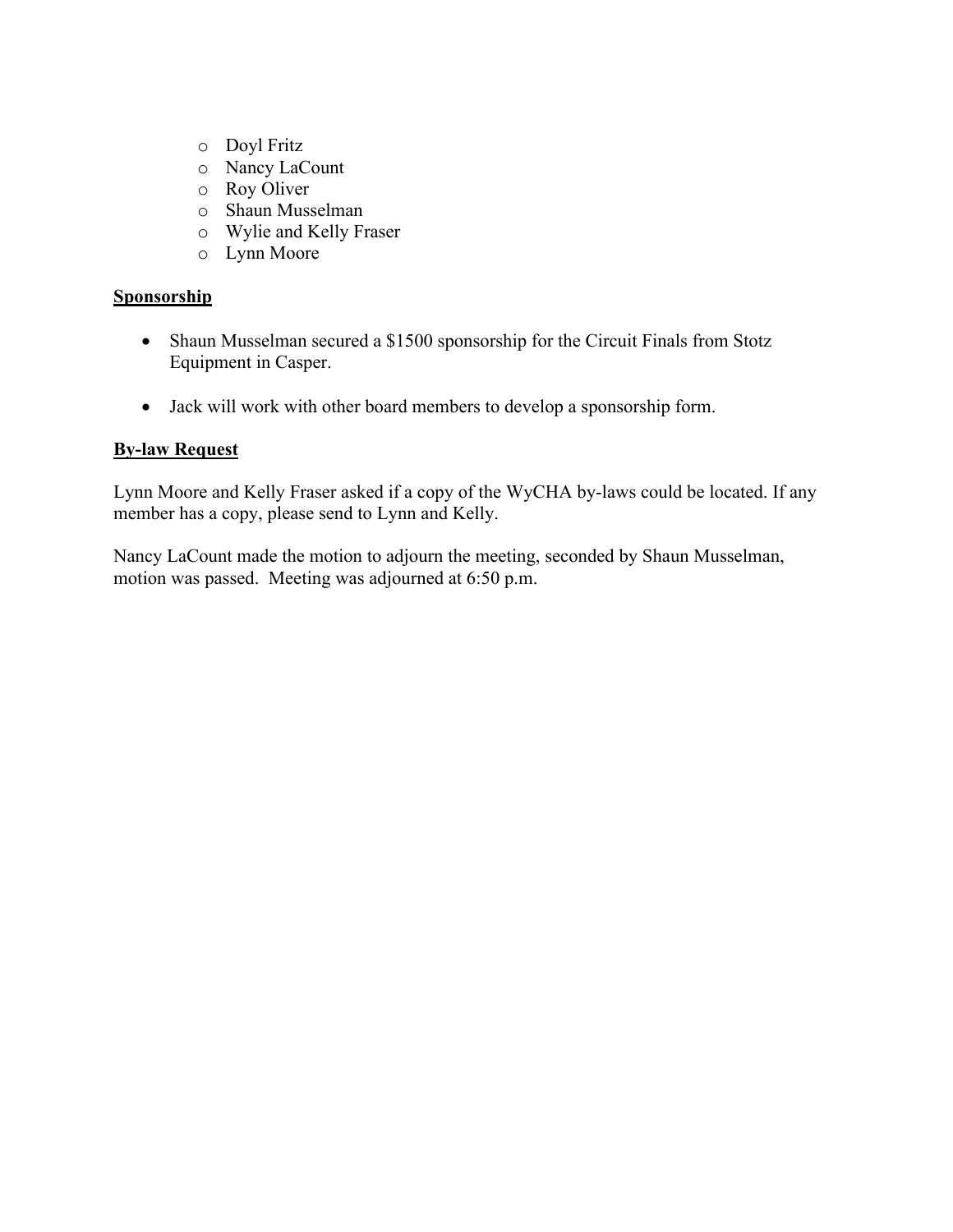- Doyl Fritz
- Nancy LaCount
- Roy Oliver
- Shaun Musselman
- Wylie and Kelly Fraser
- Lynn Moore

**Sponsorship**

- Shaun Musselman secured a $1500 sponsorship for the Circuit Finals from Stotz Equipment in Casper.

- Jack will work with other board members to develop a sponsorship form.

**By-law Request**

Lynn Moore and Kelly Fraser asked if a copy of the WyCHA by-laws could be located. If any member has a copy, please send to Lynn and Kelly.

Nancy LaCount made the motion to adjourn the meeting, seconded by Shaun Musselman, motion was passed. Meeting was adjourned at 6:50 p.m.